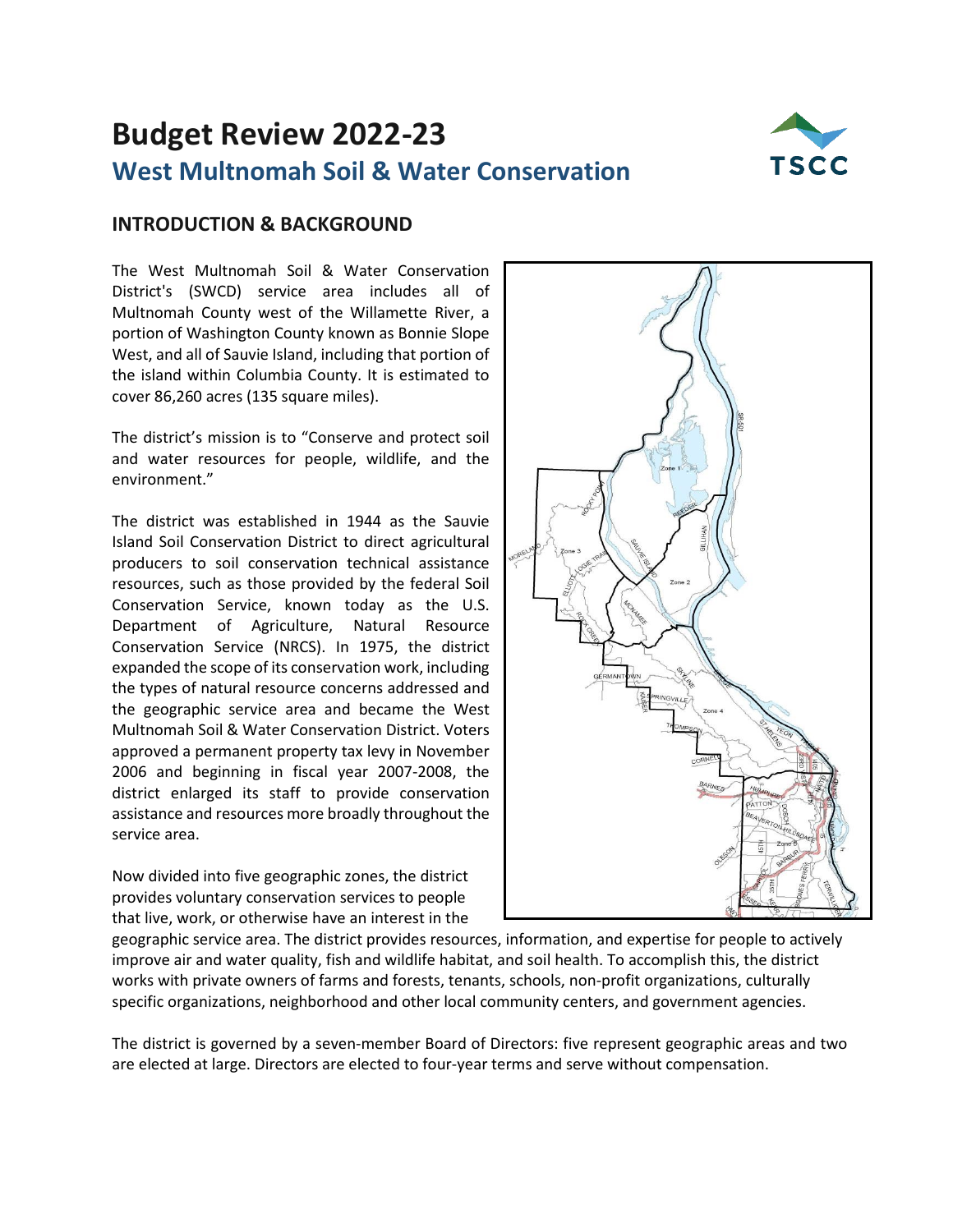# Budget Review 2022-23

## West Multnomah Soil & Water Conservation

### INTRODUCTION & BACKGROUND

The West Multnomah Soil & Water Conservation District's (SWCD) service area includes all of Multnomah County west of the Willamette River, a portion of Washington County known as Bonnie Slope West, and all of Sauvie Island, including that portion of the island within Columbia County. It is estimated to cover 86,260 acres (135 square miles).

The district's mission is to "Conserve and protect soil and water resources for people, wildlife, and the environment."

The district was established in 1944 as the Sauvie Island Soil Conservation District to direct agricultural producers to soil conservation technical assistance resources, such as those provided by the federal Soil Conservation Service, known today as the U.S. Department of Agriculture, Natural Resource Conservation Service (NRCS). In 1975, the district expanded the scope of its conservation work, including the types of natural resource concerns addressed and the geographic service area and became the West Multnomah Soil & Water Conservation District. Voters approved a permanent property tax levy in November 2006 and beginning in fiscal year 2007-2008, the district enlarged its staff to provide conservation assistance and resources more broadly throughout the service area.

Now divided into five geographic zones, the district provides voluntary conservation services to people that live, work, or otherwise have an interest in the geographic service area. The district provides resources, information, and expertise for people to actively improve air and water quality, fish and wildlife habitat, and soil health. To accomplish this, the district works with private owners of farms and forests, tenants, schools, non-profit organizations, culturally specific organizations, neighborhood and other local community centers, and government agencies.

The district is governed by a seven-member Board of Directors: five represent geographic areas and two are elected at large. Directors are elected to four-year terms and serve without compensation.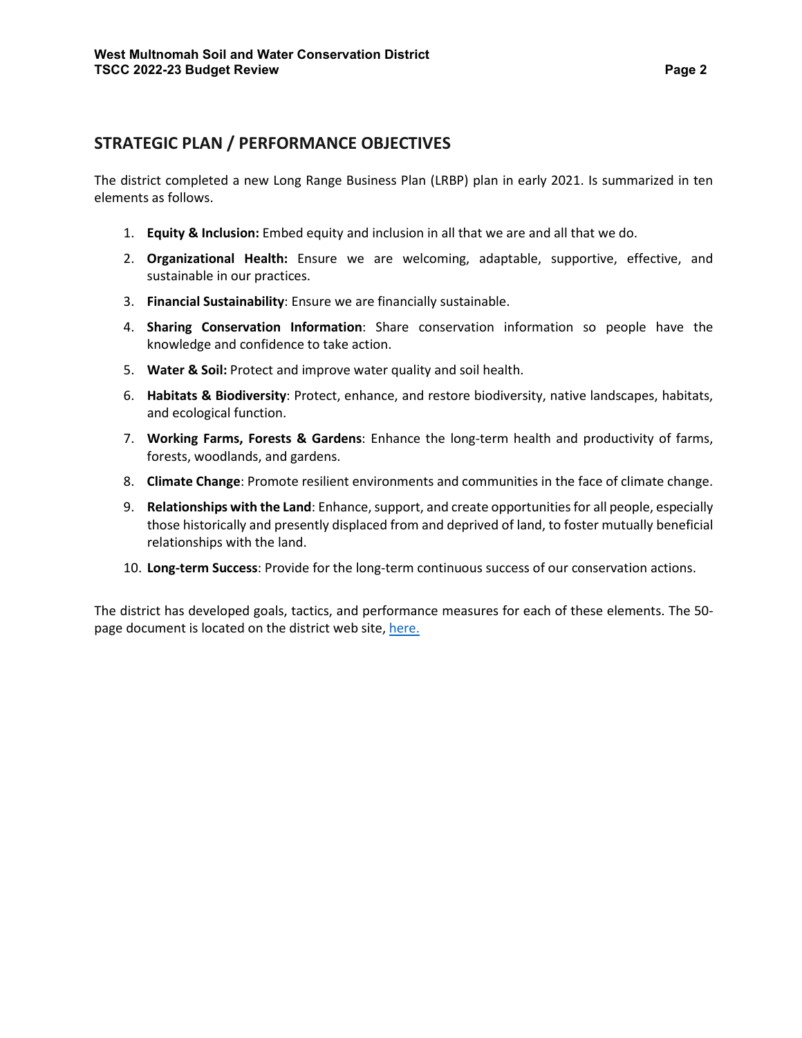## STRATEGIC PLAN / PERFORMANCE OBJECTIVES

The district completed a new Long Range Business Plan (LRBP) plan in early 2021. Is summarized in ten elements as follows.

1. **Equity & Inclusion:** Embed equity and inclusion in all that we are and all that we do.
2. **Organizational Health:** Ensure we are welcoming, adaptable, supportive, effective, and sustainable in our practices.
3. **Financial Sustainability**: Ensure we are financially sustainable.
4. **Sharing Conservation Information**: Share conservation information so people have the knowledge and confidence to take action.
5. **Water & Soil:** Protect and improve water quality and soil health.
6. **Habitats & Biodiversity**: Protect, enhance, and restore biodiversity, native landscapes, habitats, and ecological function.
7. **Working Farms, Forests & Gardens**: Enhance the long-term health and productivity of farms, forests, woodlands, and gardens.
8. **Climate Change**: Promote resilient environments and communities in the face of climate change.
9. **Relationships with the Land**: Enhance, support, and create opportunities for all people, especially those historically and presently displaced from and deprived of land, to foster mutually beneficial relationships with the land.
10. **Long-term Success**: Provide for the long-term continuous success of our conservation actions.

The district has developed goals, tactics, and performance measures for each of these elements. The 50-page document is located on the district web site, here.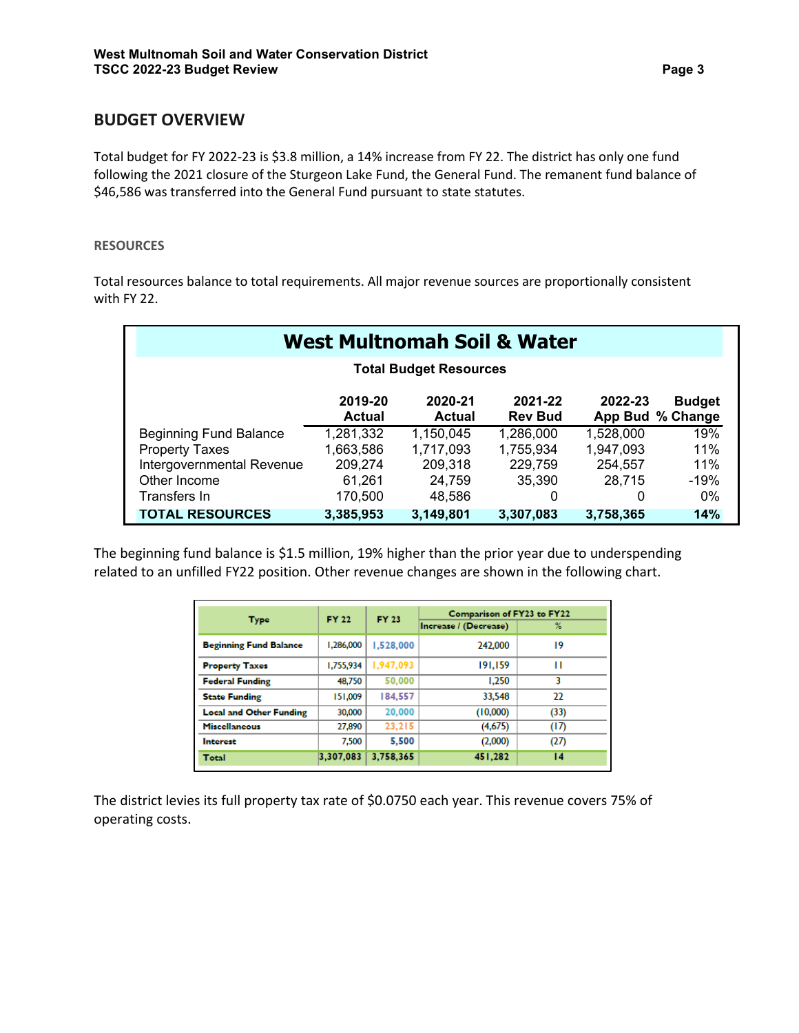## BUDGET OVERVIEW

Total budget for FY 2022-23 is $3.8 million, a 14% increase from FY 22. The district has only one fund following the 2021 closure of the Sturgeon Lake Fund, the General Fund. The remanent fund balance of $46,586 was transferred into the General Fund pursuant to state statutes.

### RESOURCES

Total resources balance to total requirements. All major revenue sources are proportionally consistent with FY 22.

**West Multnomah Soil & Water**

**Total Budget Resources**

| | 2019-20 Actual | 2020-21 Actual | 2021-22 Rev Bud | 2022-23 App Bud | Budget % Change |
|---|---|---|---|---|---|
| Beginning Fund Balance | 1,281,332 | 1,150,045 | 1,286,000 | 1,528,000 | 19% |
| Property Taxes | 1,663,586 | 1,717,093 | 1,755,934 | 1,947,093 | 11% |
| Intergovernmental Revenue | 209,274 | 209,318 | 229,759 | 254,557 | 11% |
| Other Income | 61,261 | 24,759 | 35,390 | 28,715 | -19% |
| Transfers In | 170,500 | 48,586 | 0 | 0 | 0% |
| **TOTAL RESOURCES** | **3,385,953** | **3,149,801** | **3,307,083** | **3,758,365** | **14%** |

The beginning fund balance is $1.5 million, 19% higher than the prior year due to underspending related to an unfilled FY22 position. Other revenue changes are shown in the following chart.

| Type | FY 22 | FY 23 | Comparison of FY23 to FY22 | |
|---|---|---|---|---|
| | | | Increase / (Decrease) | % |
| **Beginning Fund Balance** | 1,286,000 | 1,528,000 | 242,000 | 19 |
| **Property Taxes** | 1,755,934 | 1,947,093 | 191,159 | 11 |
| **Federal Funding** | 48,750 | 50,000 | 1,250 | 3 |
| **State Funding** | 151,009 | 184,557 | 33,548 | 22 |
| **Local and Other Funding** | 30,000 | 20,000 | (10,000) | (33) |
| **Miscellaneous** | 27,890 | 23,215 | (4,675) | (17) |
| **Interest** | 7,500 | 5,500 | (2,000) | (27) |
| **Total** | 3,307,083 | 3,758,365 | 451,282 | 14 |

The district levies its full property tax rate of $0.0750 each year. This revenue covers 75% of operating costs.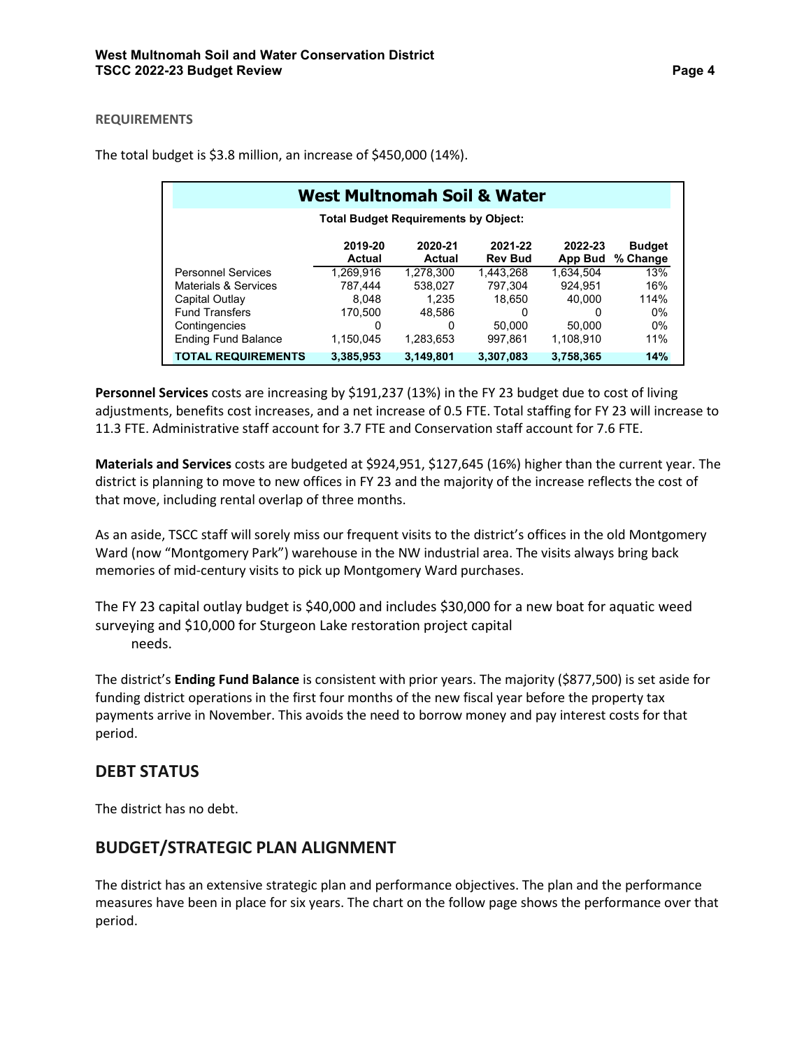**REQUIREMENTS**

The total budget is $3.8 million, an increase of $450,000 (14%).

| West Multnomah Soil & Water | | | | | |
|---|---|---|---|---|---|
| **Total Budget Requirements by Object:** | | | | | |
| | **2019-20 Actual** | **2020-21 Actual** | **2021-22 Rev Bud** | **2022-23 App Bud** | **Budget % Change** |
| Personnel Services | 1,269,916 | 1,278,300 | 1,443,268 | 1,634,504 | 13% |
| Materials & Services | 787,444 | 538,027 | 797,304 | 924,951 | 16% |
| Capital Outlay | 8,048 | 1,235 | 18,650 | 40,000 | 114% |
| Fund Transfers | 170,500 | 48,586 | 0 | 0 | 0% |
| Contingencies | 0 | 0 | 50,000 | 50,000 | 0% |
| Ending Fund Balance | 1,150,045 | 1,283,653 | 997,861 | 1,108,910 | 11% |
| **TOTAL REQUIREMENTS** | **3,385,953** | **3,149,801** | **3,307,083** | **3,758,365** | **14%** |

**Personnel Services** costs are increasing by $191,237 (13%) in the FY 23 budget due to cost of living adjustments, benefits cost increases, and a net increase of 0.5 FTE. Total staffing for FY 23 will increase to 11.3 FTE. Administrative staff account for 3.7 FTE and Conservation staff account for 7.6 FTE.

**Materials and Services** costs are budgeted at $924,951, $127,645 (16%) higher than the current year. The district is planning to move to new offices in FY 23 and the majority of the increase reflects the cost of that move, including rental overlap of three months.

As an aside, TSCC staff will sorely miss our frequent visits to the district's offices in the old Montgomery Ward (now "Montgomery Park") warehouse in the NW industrial area. The visits always bring back memories of mid-century visits to pick up Montgomery Ward purchases.

The FY 23 capital outlay budget is $40,000 and includes $30,000 for a new boat for aquatic weed surveying and $10,000 for Sturgeon Lake restoration project capital needs.

The district's **Ending Fund Balance** is consistent with prior years. The majority ($877,500) is set aside for funding district operations in the first four months of the new fiscal year before the property tax payments arrive in November. This avoids the need to borrow money and pay interest costs for that period.

## DEBT STATUS

The district has no debt.

## BUDGET/STRATEGIC PLAN ALIGNMENT

The district has an extensive strategic plan and performance objectives. The plan and the performance measures have been in place for six years. The chart on the follow page shows the performance over that period.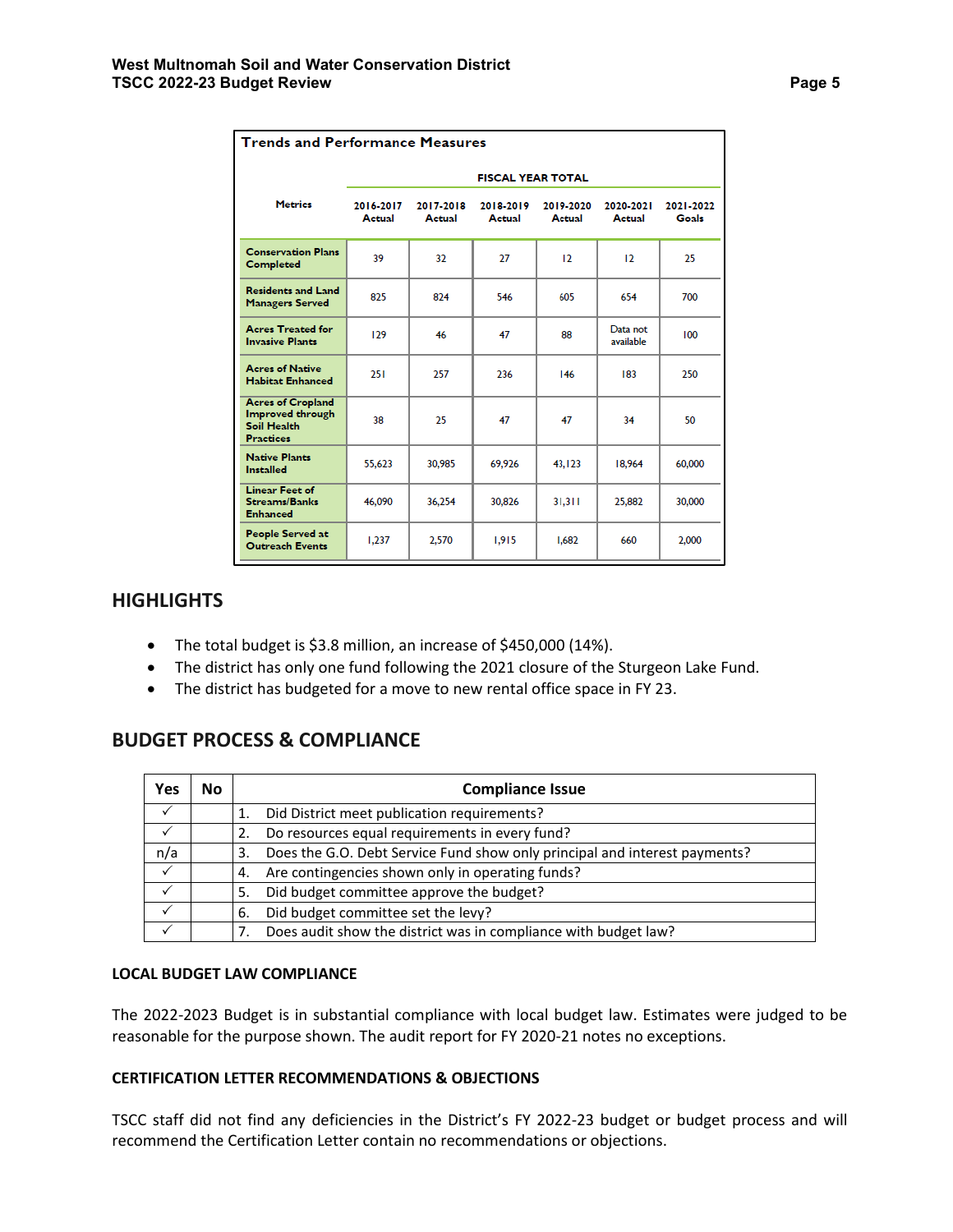**Trends and Performance Measures**

| Metrics | 2016-2017 Actual | 2017-2018 Actual | 2018-2019 Actual | 2019-2020 Actual | 2020-2021 Actual | 2021-2022 Goals |
|---|---|---|---|---|---|---|
| | FISCAL YEAR TOTAL | | | | | |
| Conservation Plans Completed | 39 | 32 | 27 | 12 | 12 | 25 |
| Residents and Land Managers Served | 825 | 824 | 546 | 605 | 654 | 700 |
| Acres Treated for Invasive Plants | 129 | 46 | 47 | 88 | Data not available | 100 |
| Acres of Native Habitat Enhanced | 251 | 257 | 236 | 146 | 183 | 250 |
| Acres of Cropland Improved through Soil Health Practices | 38 | 25 | 47 | 47 | 34 | 50 |
| Native Plants Installed | 55,623 | 30,985 | 69,926 | 43,123 | 18,964 | 60,000 |
| Linear Feet of Streams/Banks Enhanced | 46,090 | 36,254 | 30,826 | 31,311 | 25,882 | 30,000 |
| People Served at Outreach Events | 1,237 | 2,570 | 1,915 | 1,682 | 660 | 2,000 |

## HIGHLIGHTS

- The total budget is $3.8 million, an increase of $450,000 (14%).
- The district has only one fund following the 2021 closure of the Sturgeon Lake Fund.
- The district has budgeted for a move to new rental office space in FY 23.

## BUDGET PROCESS & COMPLIANCE

| Yes | No | Compliance Issue |
|---|---|---|
| ✓ | | 1. Did District meet publication requirements? |
| ✓ | | 2. Do resources equal requirements in every fund? |
| n/a | | 3. Does the G.O. Debt Service Fund show only principal and interest payments? |
| ✓ | | 4. Are contingencies shown only in operating funds? |
| ✓ | | 5. Did budget committee approve the budget? |
| ✓ | | 6. Did budget committee set the levy? |
| ✓ | | 7. Does audit show the district was in compliance with budget law? |

### LOCAL BUDGET LAW COMPLIANCE

The 2022-2023 Budget is in substantial compliance with local budget law. Estimates were judged to be reasonable for the purpose shown. The audit report for FY 2020-21 notes no exceptions.

### CERTIFICATION LETTER RECOMMENDATIONS & OBJECTIONS

TSCC staff did not find any deficiencies in the District's FY 2022-23 budget or budget process and will recommend the Certification Letter contain no recommendations or objections.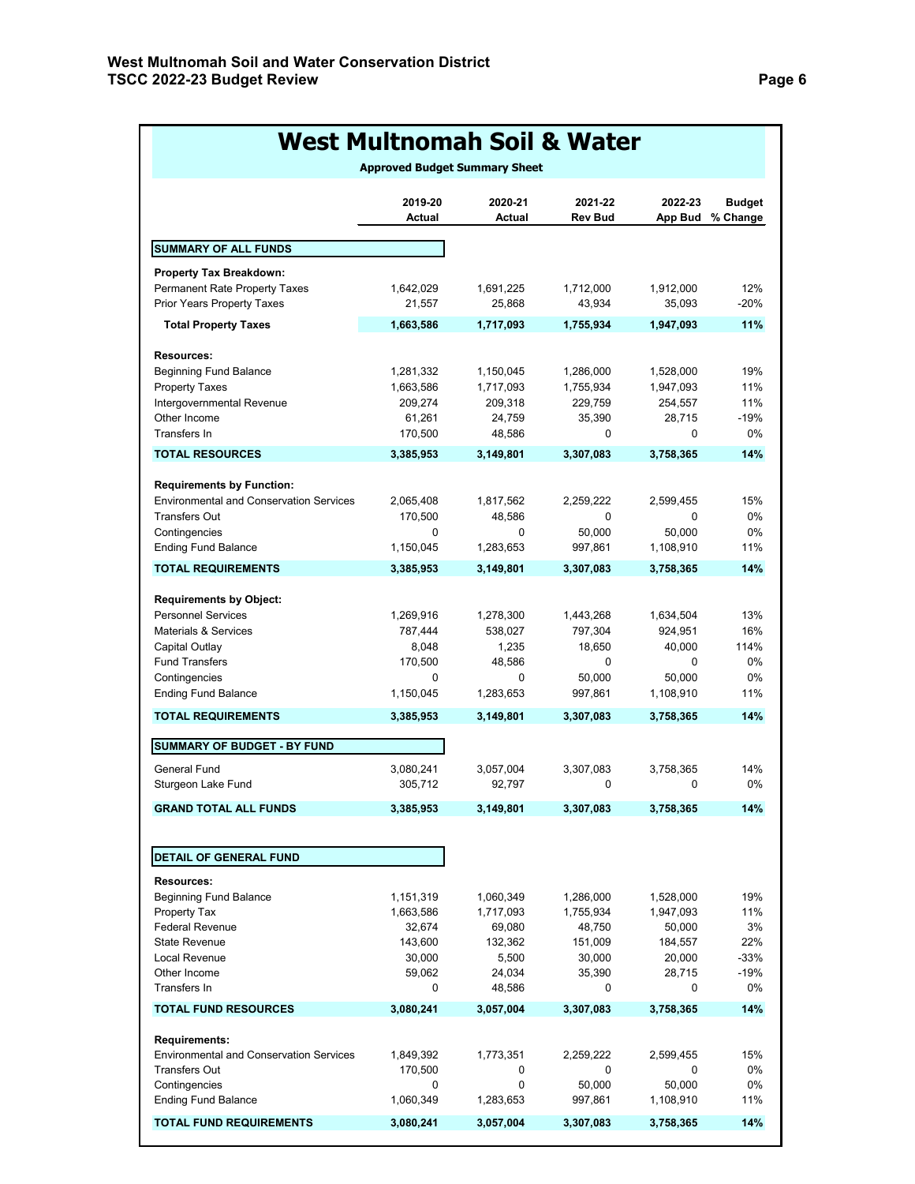# West Multnomah Soil & Water

**Approved Budget Summary Sheet**

| | 2019-20 Actual | 2020-21 Actual | 2021-22 Rev Bud | 2022-23 App Bud | Budget % Change |
|---|---|---|---|---|---|
| **SUMMARY OF ALL FUNDS** | | | | | |
| **Property Tax Breakdown:** | | | | | |
| Permanent Rate Property Taxes | 1,642,029 | 1,691,225 | 1,712,000 | 1,912,000 | 12% |
| Prior Years Property Taxes | 21,557 | 25,868 | 43,934 | 35,093 | -20% |
| **Total Property Taxes** | **1,663,586** | **1,717,093** | **1,755,934** | **1,947,093** | **11%** |
| **Resources:** | | | | | |
| Beginning Fund Balance | 1,281,332 | 1,150,045 | 1,286,000 | 1,528,000 | 19% |
| Property Taxes | 1,663,586 | 1,717,093 | 1,755,934 | 1,947,093 | 11% |
| Intergovernmental Revenue | 209,274 | 209,318 | 229,759 | 254,557 | 11% |
| Other Income | 61,261 | 24,759 | 35,390 | 28,715 | -19% |
| Transfers In | 170,500 | 48,586 | 0 | 0 | 0% |
| **TOTAL RESOURCES** | **3,385,953** | **3,149,801** | **3,307,083** | **3,758,365** | **14%** |
| **Requirements by Function:** | | | | | |
| Environmental and Conservation Services | 2,065,408 | 1,817,562 | 2,259,222 | 2,599,455 | 15% |
| Transfers Out | 170,500 | 48,586 | 0 | 0 | 0% |
| Contingencies | 0 | 0 | 50,000 | 50,000 | 0% |
| Ending Fund Balance | 1,150,045 | 1,283,653 | 997,861 | 1,108,910 | 11% |
| **TOTAL REQUIREMENTS** | **3,385,953** | **3,149,801** | **3,307,083** | **3,758,365** | **14%** |
| **Requirements by Object:** | | | | | |
| Personnel Services | 1,269,916 | 1,278,300 | 1,443,268 | 1,634,504 | 13% |
| Materials & Services | 787,444 | 538,027 | 797,304 | 924,951 | 16% |
| Capital Outlay | 8,048 | 1,235 | 18,650 | 40,000 | 114% |
| Fund Transfers | 170,500 | 48,586 | 0 | 0 | 0% |
| Contingencies | 0 | 0 | 50,000 | 50,000 | 0% |
| Ending Fund Balance | 1,150,045 | 1,283,653 | 997,861 | 1,108,910 | 11% |
| **TOTAL REQUIREMENTS** | **3,385,953** | **3,149,801** | **3,307,083** | **3,758,365** | **14%** |
| **SUMMARY OF BUDGET - BY FUND** | | | | | |
| General Fund | 3,080,241 | 3,057,004 | 3,307,083 | 3,758,365 | 14% |
| Sturgeon Lake Fund | 305,712 | 92,797 | 0 | 0 | 0% |
| **GRAND TOTAL ALL FUNDS** | **3,385,953** | **3,149,801** | **3,307,083** | **3,758,365** | **14%** |
| **DETAIL OF GENERAL FUND** | | | | | |
| **Resources:** | | | | | |
| Beginning Fund Balance | 1,151,319 | 1,060,349 | 1,286,000 | 1,528,000 | 19% |
| Property Tax | 1,663,586 | 1,717,093 | 1,755,934 | 1,947,093 | 11% |
| Federal Revenue | 32,674 | 69,080 | 48,750 | 50,000 | 3% |
| State Revenue | 143,600 | 132,362 | 151,009 | 184,557 | 22% |
| Local Revenue | 30,000 | 5,500 | 30,000 | 20,000 | -33% |
| Other Income | 59,062 | 24,034 | 35,390 | 28,715 | -19% |
| Transfers In | 0 | 48,586 | 0 | 0 | 0% |
| **TOTAL FUND RESOURCES** | **3,080,241** | **3,057,004** | **3,307,083** | **3,758,365** | **14%** |
| **Requirements:** | | | | | |
| Environmental and Conservation Services | 1,849,392 | 1,773,351 | 2,259,222 | 2,599,455 | 15% |
| Transfers Out | 170,500 | 0 | 0 | 0 | 0% |
| Contingencies | 0 | 0 | 50,000 | 50,000 | 0% |
| Ending Fund Balance | 1,060,349 | 1,283,653 | 997,861 | 1,108,910 | 11% |
| **TOTAL FUND REQUIREMENTS** | **3,080,241** | **3,057,004** | **3,307,083** | **3,758,365** | **14%** |